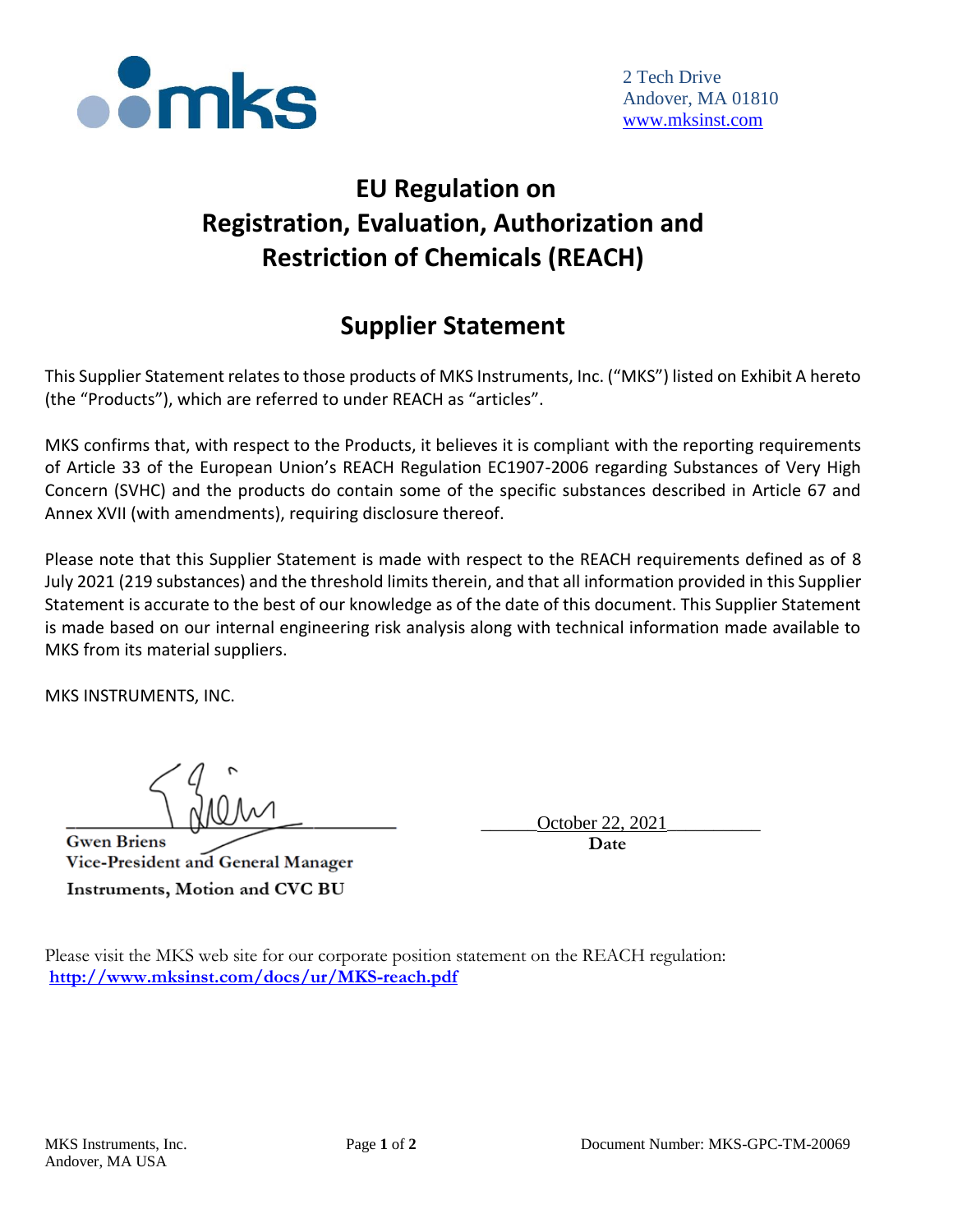2 Tech Drive
Andover, MA 01810
www.mksinst.com

# EU Regulation on Registration, Evaluation, Authorization and Restriction of Chemicals (REACH)

## Supplier Statement

This Supplier Statement relates to those products of MKS Instruments, Inc. ("MKS") listed on Exhibit A hereto (the "Products"), which are referred to under REACH as "articles".

MKS confirms that, with respect to the Products, it believes it is compliant with the reporting requirements of Article 33 of the European Union's REACH Regulation EC1907-2006 regarding Substances of Very High Concern (SVHC) and the products do contain some of the specific substances described in Article 67 and Annex XVII (with amendments), requiring disclosure thereof.

Please note that this Supplier Statement is made with respect to the REACH requirements defined as of 8 July 2021 (219 substances) and the threshold limits therein, and that all information provided in this Supplier Statement is accurate to the best of our knowledge as of the date of this document. This Supplier Statement is made based on our internal engineering risk analysis along with technical information made available to MKS from its material suppliers.

MKS INSTRUMENTS, INC.

**Gwen Briens**
**Vice-President and General Manager**
**Instruments, Motion and CVC BU**

October 22, 2021
**Date**

Please visit the MKS web site for our corporate position statement on the REACH regulation:
**http://www.mksinst.com/docs/ur/MKS-reach.pdf**

MKS Instruments, Inc.
Andover, MA USA

Document Number: MKS-GPC-TM-20069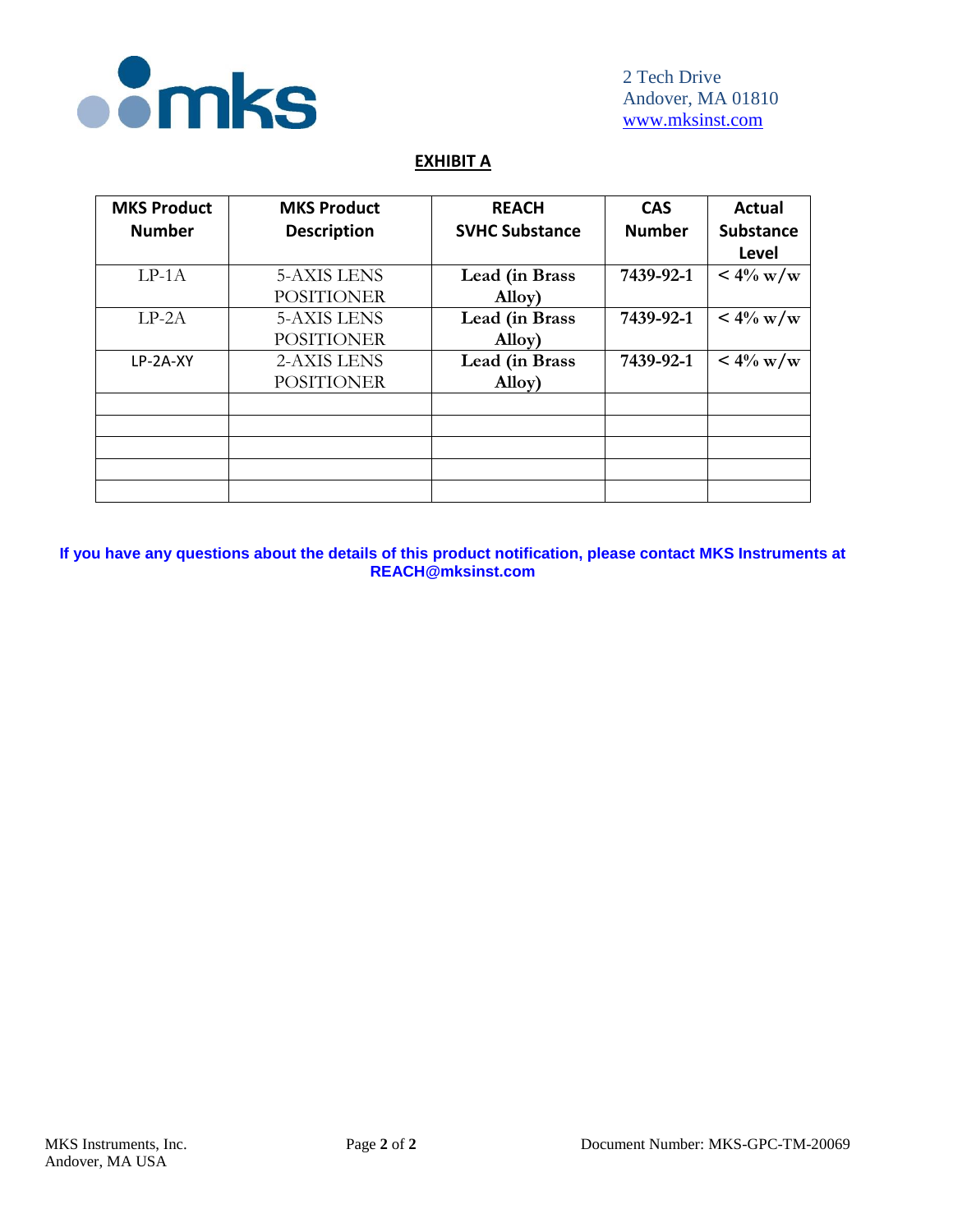2 Tech Drive
Andover, MA 01810
www.mksinst.com

## EXHIBIT A

| MKS Product Number | MKS Product Description | REACH SVHC Substance | CAS Number | Actual Substance Level |
|---|---|---|---|---|
| LP-1A | 5-AXIS LENS POSITIONER | **Lead (in Brass Alloy)** | **7439-92-1** | **< 4% w/w** |
| LP-2A | 5-AXIS LENS POSITIONER | **Lead (in Brass Alloy)** | **7439-92-1** | **< 4% w/w** |
| LP-2A-XY | 2-AXIS LENS POSITIONER | **Lead (in Brass Alloy)** | **7439-92-1** | **< 4% w/w** |
| | | | | |
| | | | | |
| | | | | |
| | | | | |
| | | | | |

**If you have any questions about the details of this product notification, please contact MKS Instruments at REACH@mksinst.com**

MKS Instruments, Inc.
Andover, MA USA

Document Number: MKS-GPC-TM-20069